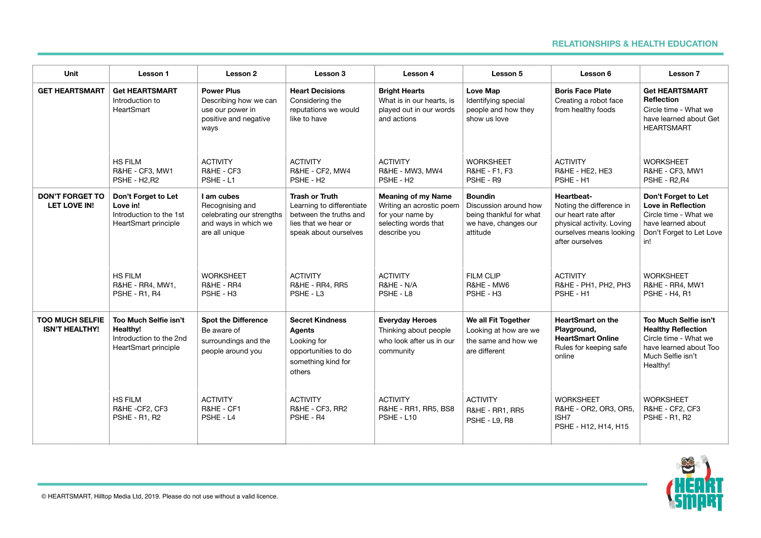# RELATIONSHIPS & HEALTH EDUCATION

| Unit | Lesson 1 | Lesson 2 | Lesson 3 | Lesson 4 | Lesson 5 | Lesson 6 | Lesson 7 |
|---|---|---|---|---|---|---|---|
| **GET HEARTSMART** | **Get HEARTSMART** Introduction to HeartSmart<br><br>HS FILM<br>R&HE - CF3, MW1<br>PSHE - H2,R2 | **Power Plus** Describing how we can use our power in positive and negative ways<br><br>ACTIVITY<br>R&HE - CF3<br>PSHE - L1 | **Heart Decisions** Considering the reputations we would like to have<br><br>ACTIVITY<br>R&HE - CF2, MW4<br>PSHE - H2 | **Bright Hearts** What is in our hearts, is played out in our words and actions<br><br>ACTIVITY<br>R&HE - MW3, MW4<br>PSHE - H2 | **Love Map** Identifying special people and how they show us love<br><br>WORKSHEET<br>R&HE - F1, F3<br>PSHE - R9 | **Boris Face Plate** Creating a robot face from healthy foods<br><br>ACTIVITY<br>R&HE - HE2, HE3<br>PSHE - H1 | **Get HEARTSMART Reflection** Circle time - What we have learned about Get HEARTSMART<br><br>WORKSHEET<br>R&HE - CF3, MW1<br>PSHE - R2,R4 |
| **DON'T FORGET TO LET LOVE IN!** | **Don't Forget to Let Love in!** Introduction to the 1st HeartSmart principle<br><br>HS FILM<br>R&HE - RR4, MW1,<br>PSHE - R1, R4 | **I am cubes** Recognising and celebrating our strengths and ways in which we are all unique<br><br>WORKSHEET<br>R&HE - RR4<br>PSHE - H3 | **Trash or Truth** Learning to differentiate between the truths and lies that we hear or speak about ourselves<br><br>ACTIVITY<br>R&HE - RR4, RR5<br>PSHE - L3 | **Meaning of my Name** Writing an acrostic poem for your name by selecting words that describe you<br><br>ACTIVITY<br>R&HE - N/A<br>PSHE - L8 | **Boundin** Discussion around how being thankful for what we have, changes our attitude<br><br>FILM CLIP<br>R&HE - MW6<br>PSHE - H3 | **Heartbeat-** Noting the difference in our heart rate after physical activity. Loving ourselves means looking after ourselves<br><br>ACTIVITY<br>R&HE - PH1, PH2, PH3<br>PSHE - H1 | **Don't Forget to Let Love in Reflection** Circle time - What we have learned about Don't Forget to Let Love in!<br><br>WORKSHEET<br>R&HE - RR4, MW1<br>PSHE - H4, R1 |
| **TOO MUCH SELFIE ISN'T HEALTHY!** | **Too Much Selfie isn't Healthy!** Introduction to the 2nd HeartSmart principle<br><br>HS FILM<br>R&HE -CF2, CF3<br>PSHE - R1, R2 | **Spot the Difference** Be aware of surroundings and the people around you<br><br>ACTIVITY<br>R&HE - CF1<br>PSHE - L4 | **Secret Kindness Agents** Looking for opportunities to do something kind for others<br><br>ACTIVITY<br>R&HE - CF3, RR2<br>PSHE - R4 | **Everyday Heroes** Thinking about people who look after us in our community<br><br>ACTIVITY<br>R&HE - RR1, RR5, BS8<br>PSHE - L10 | **We all Fit Together** Looking at how are we the same and how we are different<br><br>ACTIVITY<br>R&HE - RR1, RR5<br>PSHE - L9, R8 | **HeartSmart on the Playground, HeartSmart Online** Rules for keeping safe online<br><br>WORKSHEET<br>R&HE - OR2, OR3, OR5, ISH7<br>PSHE - H12, H14, H15 | **Too Much Selfie isn't Healthy Reflection** Circle time - What we have learned about Too Much Selfie isn't Healthy!<br><br>WORKSHEET<br>R&HE - CF2, CF3<br>PSHE - R1, R2 |

© HEARTSMART, Hilltop Media Ltd, 2019. Please do not use without a valid licence.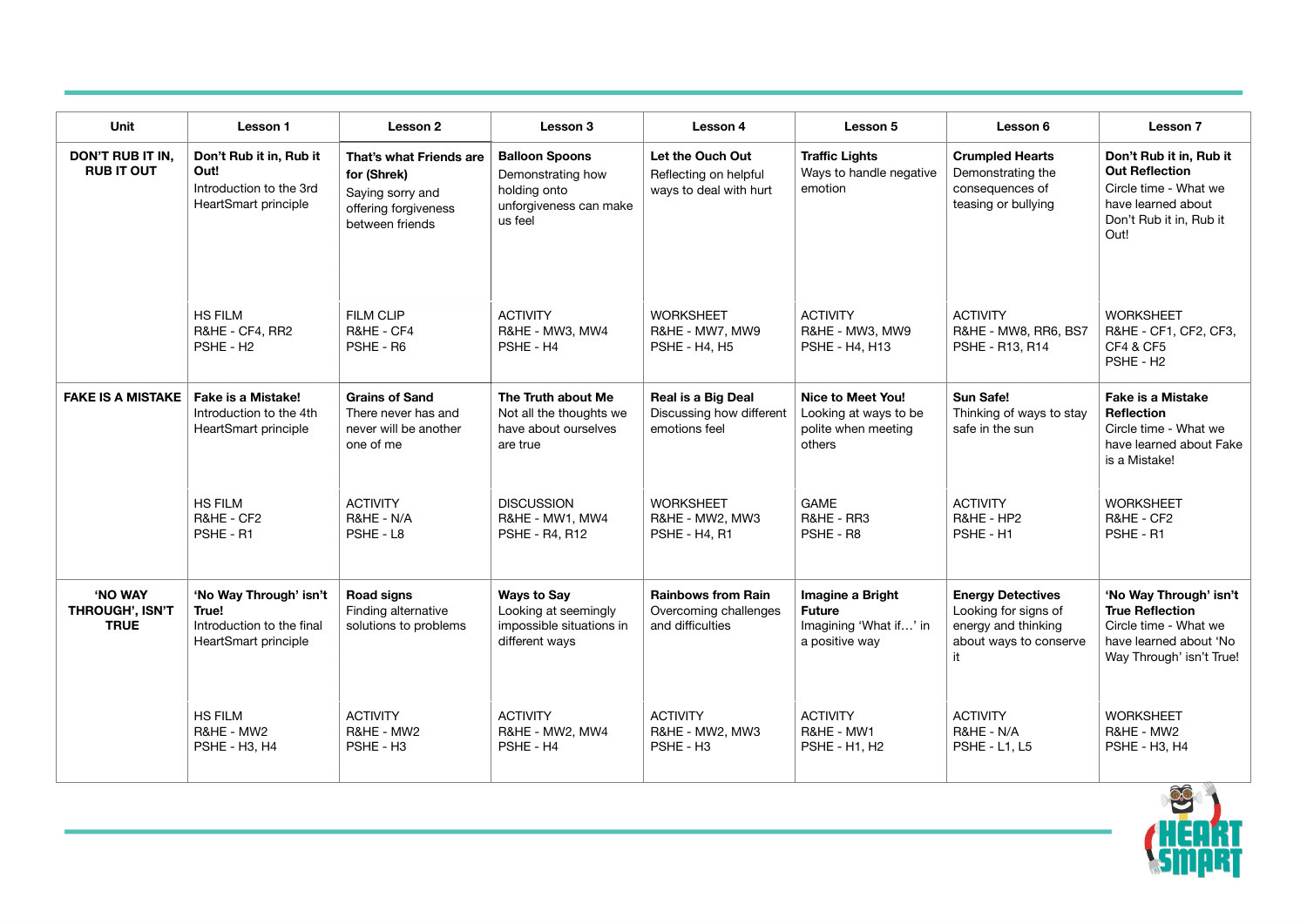| Unit | Lesson 1 | Lesson 2 | Lesson 3 | Lesson 4 | Lesson 5 | Lesson 6 | Lesson 7 |
|---|---|---|---|---|---|---|---|
| **DON'T RUB IT IN, RUB IT OUT** | **Don't Rub it in, Rub it Out!** Introduction to the 3rd HeartSmart principle<br><br>HS FILM<br>R&HE - CF4, RR2<br>PSHE - H2 | **That's what Friends are for (Shrek)** Saying sorry and offering forgiveness between friends<br><br>FILM CLIP<br>R&HE - CF4<br>PSHE - R6 | **Balloon Spoons** Demonstrating how holding onto unforgiveness can make us feel<br><br>ACTIVITY<br>R&HE - MW3, MW4<br>PSHE - H4 | **Let the Ouch Out** Reflecting on helpful ways to deal with hurt<br><br>WORKSHEET<br>R&HE - MW7, MW9<br>PSHE - H4, H5 | **Traffic Lights** Ways to handle negative emotion<br><br>ACTIVITY<br>R&HE - MW3, MW9<br>PSHE - H4, H13 | **Crumpled Hearts** Demonstrating the consequences of teasing or bullying<br><br>ACTIVITY<br>R&HE - MW8, RR6, BS7<br>PSHE - R13, R14 | **Don't Rub it in, Rub it Out Reflection** Circle time - What we have learned about Don't Rub it in, Rub it Out!<br><br>WORKSHEET<br>R&HE - CF1, CF2, CF3, CF4 & CF5<br>PSHE - H2 |
| **FAKE IS A MISTAKE** | **Fake is a Mistake!** Introduction to the 4th HeartSmart principle<br><br>HS FILM<br>R&HE - CF2<br>PSHE - R1 | **Grains of Sand** There never has and never will be another one of me<br><br>ACTIVITY<br>R&HE - N/A<br>PSHE - L8 | **The Truth about Me** Not all the thoughts we have about ourselves are true<br><br>DISCUSSION<br>R&HE - MW1, MW4<br>PSHE - R4, R12 | **Real is a Big Deal** Discussing how different emotions feel<br><br>WORKSHEET<br>R&HE - MW2, MW3<br>PSHE - H4, R1 | **Nice to Meet You!** Looking at ways to be polite when meeting others<br><br>GAME<br>R&HE - RR3<br>PSHE - R8 | **Sun Safe!** Thinking of ways to stay safe in the sun<br><br>ACTIVITY<br>R&HE - HP2<br>PSHE - H1 | **Fake is a Mistake Reflection** Circle time - What we have learned about Fake is a Mistake!<br><br>WORKSHEET<br>R&HE - CF2<br>PSHE - R1 |
| **'NO WAY THROUGH', ISN'T TRUE** | **'No Way Through' isn't True!** Introduction to the final HeartSmart principle<br><br>HS FILM<br>R&HE - MW2<br>PSHE - H3, H4 | **Road signs** Finding alternative solutions to problems<br><br>ACTIVITY<br>R&HE - MW2<br>PSHE - H3 | **Ways to Say** Looking at seemingly impossible situations in different ways<br><br>ACTIVITY<br>R&HE - MW2, MW4<br>PSHE - H4 | **Rainbows from Rain** Overcoming challenges and difficulties<br><br>ACTIVITY<br>R&HE - MW2, MW3<br>PSHE - H3 | **Imagine a Bright Future** Imagining 'What if…' in a positive way<br><br>ACTIVITY<br>R&HE - MW1<br>PSHE - H1, H2 | **Energy Detectives** Looking for signs of energy and thinking about ways to conserve it<br><br>ACTIVITY<br>R&HE - N/A<br>PSHE - L1, L5 | **'No Way Through' isn't True Reflection** Circle time - What we have learned about 'No Way Through' isn't True!<br><br>WORKSHEET<br>R&HE - MW2<br>PSHE - H3, H4 |